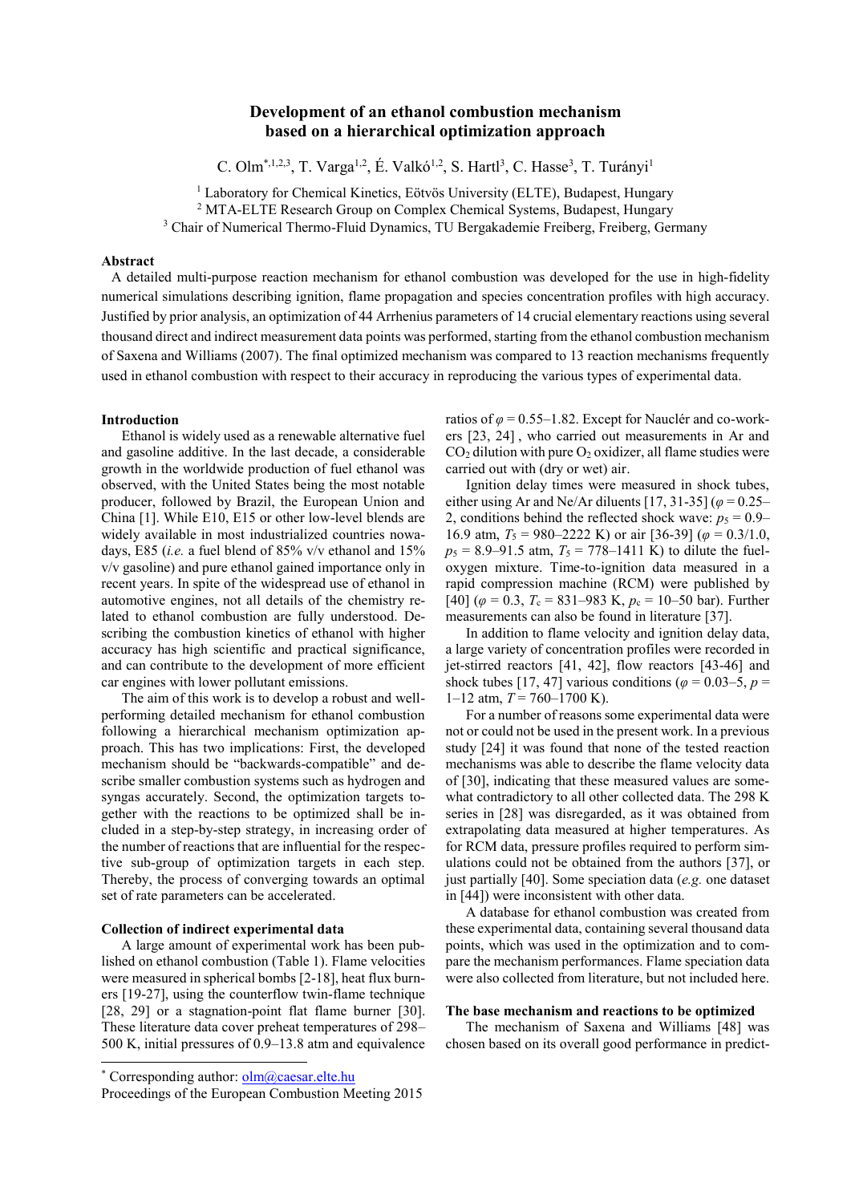# Development of an ethanol combustion mechanism based on a hierarchical optimization approach

C. Olm[*,1,2,3], T. Varga[1,2], É. Valkó[1,2], S. Hartl[3], C. Hasse[3], T. Turányi[1]

[1] Laboratory for Chemical Kinetics, Eötvös University (ELTE), Budapest, Hungary
[2] MTA-ELTE Research Group on Complex Chemical Systems, Budapest, Hungary
[3] Chair of Numerical Thermo-Fluid Dynamics, TU Bergakademie Freiberg, Freiberg, Germany

## Abstract

A detailed multi-purpose reaction mechanism for ethanol combustion was developed for the use in high-fidelity numerical simulations describing ignition, flame propagation and species concentration profiles with high accuracy. Justified by prior analysis, an optimization of 44 Arrhenius parameters of 14 crucial elementary reactions using several thousand direct and indirect measurement data points was performed, starting from the ethanol combustion mechanism of Saxena and Williams (2007). The final optimized mechanism was compared to 13 reaction mechanisms frequently used in ethanol combustion with respect to their accuracy in reproducing the various types of experimental data.

## Introduction

Ethanol is widely used as a renewable alternative fuel and gasoline additive. In the last decade, a considerable growth in the worldwide production of fuel ethanol was observed, with the United States being the most notable producer, followed by Brazil, the European Union and China [1]. While E10, E15 or other low-level blends are widely available in most industrialized countries nowadays, E85 (*i.e.* a fuel blend of 85% v/v ethanol and 15% v/v gasoline) and pure ethanol gained importance only in recent years. In spite of the widespread use of ethanol in automotive engines, not all details of the chemistry related to ethanol combustion are fully understood. Describing the combustion kinetics of ethanol with higher accuracy has high scientific and practical significance, and can contribute to the development of more efficient car engines with lower pollutant emissions.

The aim of this work is to develop a robust and well-performing detailed mechanism for ethanol combustion following a hierarchical mechanism optimization approach. This has two implications: First, the developed mechanism should be "backwards-compatible" and describe smaller combustion systems such as hydrogen and syngas accurately. Second, the optimization targets together with the reactions to be optimized shall be included in a step-by-step strategy, in increasing order of the number of reactions that are influential for the respective sub-group of optimization targets in each step. Thereby, the process of converging towards an optimal set of rate parameters can be accelerated.

## Collection of indirect experimental data

A large amount of experimental work has been published on ethanol combustion (Table 1). Flame velocities were measured in spherical bombs [2-18], heat flux burners [19-27], using the counterflow twin-flame technique [28, 29] or a stagnation-point flat flame burner [30]. These literature data cover preheat temperatures of 298–500 K, initial pressures of 0.9–13.8 atm and equivalence ratios of $\varphi$ = 0.55–1.82. Except for Nauclér and co-workers [23, 24], who carried out measurements in Ar and $CO_2$ dilution with pure $O_2$ oxidizer, all flame studies were carried out with (dry or wet) air.

Ignition delay times were measured in shock tubes, either using Ar and Ne/Ar diluents [17, 31-35] ($\varphi$ = 0.25–2, conditions behind the reflected shock wave: $p_5$ = 0.9–16.9 atm, $T_5$ = 980–2222 K) or air [36-39] ($\varphi$ = 0.3/1.0, $p_5$ = 8.9–91.5 atm, $T_5$ = 778–1411 K) to dilute the fuel-oxygen mixture. Time-to-ignition data measured in a rapid compression machine (RCM) were published by [40] ($\varphi$ = 0.3, $T_c$ = 831–983 K, $p_c$ = 10–50 bar). Further measurements can also be found in literature [37].

In addition to flame velocity and ignition delay data, a large variety of concentration profiles were recorded in jet-stirred reactors [41, 42], flow reactors [43-46] and shock tubes [17, 47] various conditions ($\varphi$ = 0.03–5, $p$ = 1–12 atm, $T$ = 760–1700 K).

For a number of reasons some experimental data were not or could not be used in the present work. In a previous study [24] it was found that none of the tested reaction mechanisms was able to describe the flame velocity data of [30], indicating that these measured values are somewhat contradictory to all other collected data. The 298 K series in [28] was disregarded, as it was obtained from extrapolating data measured at higher temperatures. As for RCM data, pressure profiles required to perform simulations could not be obtained from the authors [37], or just partially [40]. Some speciation data (*e.g.* one dataset in [44]) were inconsistent with other data.

A database for ethanol combustion was created from these experimental data, containing several thousand data points, which was used in the optimization and to compare the mechanism performances. Flame speciation data were also collected from literature, but not included here.

## The base mechanism and reactions to be optimized

The mechanism of Saxena and Williams [48] was chosen based on its overall good performance in predict-

---

[*] Corresponding author: olm@caesar.elte.hu

Proceedings of the European Combustion Meeting 2015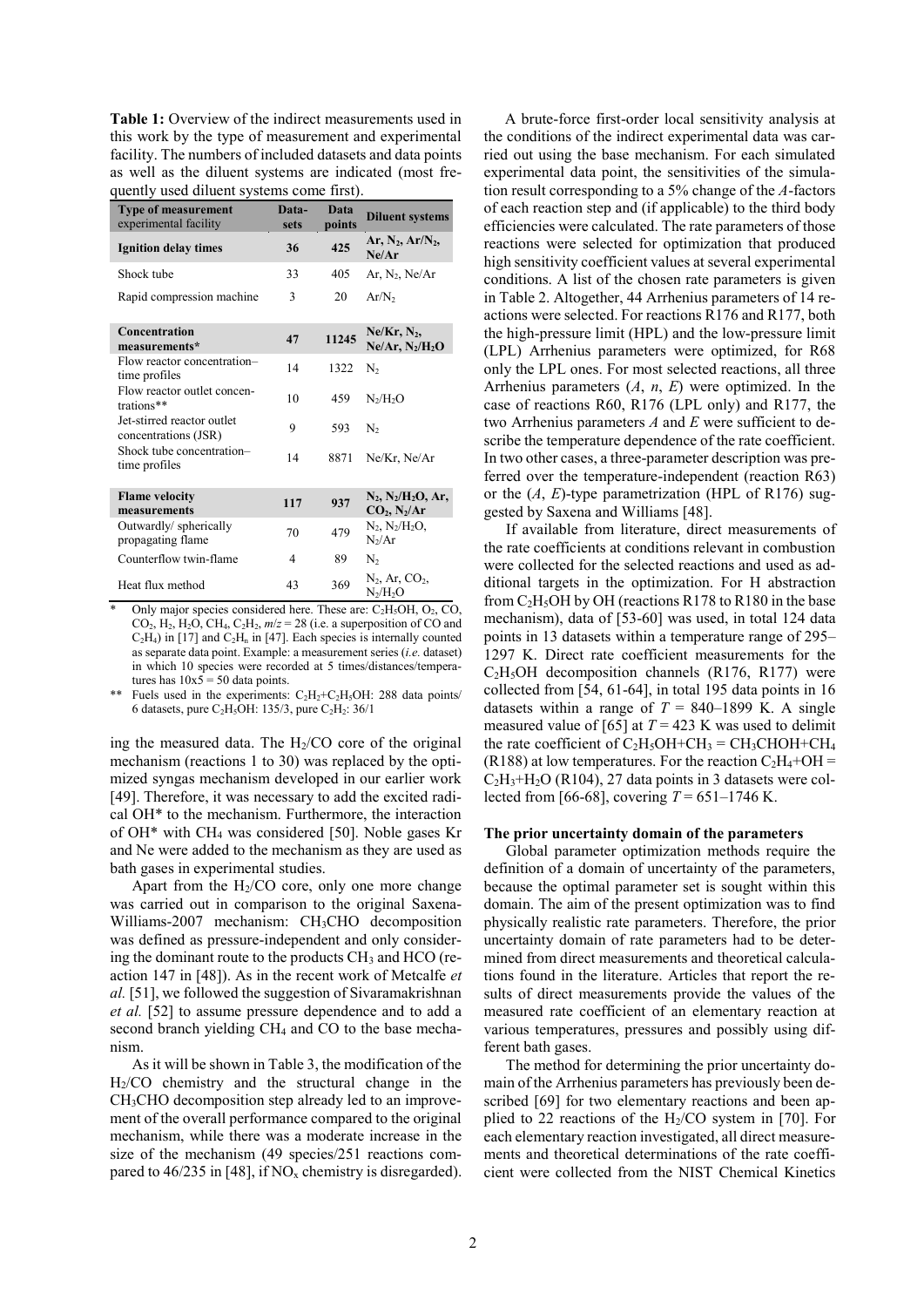**Table 1:** Overview of the indirect measurements used in this work by the type of measurement and experimental facility. The numbers of included datasets and data points as well as the diluent systems are indicated (most frequently used diluent systems come first).

| Type of measurement experimental facility | Data-sets | Data points | Diluent systems |
|---|---|---|---|
| **Ignition delay times** | **36** | **425** | **Ar, $N_2$, Ar/$N_2$, Ne/Ar** |
| Shock tube | 33 | 405 | Ar, $N_2$, Ne/Ar |
| Rapid compression machine | 3 | 20 | Ar/$N_2$ |
| **Concentration measurements*** | **47** | **11245** | **Ne/Kr, $N_2$, Ne/Ar, $N_2$/$H_2O$** |
| Flow reactor concentration–time profiles | 14 | 1322 | $N_2$ |
| Flow reactor outlet concentrations** | 10 | 459 | $N_2$/$H_2O$ |
| Jet-stirred reactor outlet concentrations (JSR) | 9 | 593 | $N_2$ |
| Shock tube concentration–time profiles | 14 | 8871 | Ne/Kr, Ne/Ar |
| **Flame velocity measurements** | **117** | **937** | **$N_2$, $N_2$/$H_2O$, Ar, $CO_2$, $N_2$/Ar** |
| Outwardly/ spherically propagating flame | 70 | 479 | $N_2$, $N_2$/$H_2O$, $N_2$/Ar |
| Counterflow twin-flame | 4 | 89 | $N_2$ |
| Heat flux method | 43 | 369 | $N_2$, Ar, $CO_2$, $N_2$/$H_2O$ |

\* Only major species considered here. These are: $C_2H_5OH$, $O_2$, CO, $CO_2$, $H_2$, $H_2O$, $CH_4$, $C_2H_2$, $m/z = 28$ (i.e. a superposition of CO and $C_2H_4$) in [17] and $C_2H_n$ in [47]. Each species is internally counted as separate data point. Example: a measurement series (*i.e.* dataset) in which 10 species were recorded at 5 times/distances/temperatures has 10x5 = 50 data points.

\*\* Fuels used in the experiments: $H_2$+$C_2H_5OH$: 288 data points/ 6 datasets, pure $C_2H_5OH$: 135/3, pure $C_2H_2$: 36/1

ing the measured data. The $H_2$/CO core of the original mechanism (reactions 1 to 30) was replaced by the optimized syngas mechanism developed in our earlier work [49]. Therefore, it was necessary to add the excited radical OH* to the mechanism. Furthermore, the interaction of OH* with $CH_4$ was considered [50]. Noble gases Kr and Ne were added to the mechanism as they are used as bath gases in experimental studies.

Apart from the $H_2$/CO core, only one more change was carried out in comparison to the original Saxena-Williams-2007 mechanism: $CH_3CHO$ decomposition was defined as pressure-independent and only considering the dominant route to the products $CH_3$ and HCO (reaction 147 in [48]). As in the recent work of Metcalfe *et al.* [51], we followed the suggestion of Sivaramakrishnan *et al.* [52] to assume pressure dependence and to add a second branch yielding $CH_4$ and CO to the base mechanism.

As it will be shown in Table 3, the modification of the $H_2$/CO chemistry and the structural change in the $CH_3CHO$ decomposition step already led to an improvement of the overall performance compared to the original mechanism, while there was a moderate increase in the size of the mechanism (49 species/251 reactions compared to 46/235 in [48], if $NO_x$ chemistry is disregarded).

A brute-force first-order local sensitivity analysis at the conditions of the indirect experimental data was carried out using the base mechanism. For each simulated experimental data point, the sensitivities of the simulation result corresponding to a 5% change of the *A*-factors of each reaction step and (if applicable) to the third body efficiencies were calculated. The rate parameters of those reactions were selected for optimization that produced high sensitivity coefficient values at several experimental conditions. A list of the chosen rate parameters is given in Table 2. Altogether, 44 Arrhenius parameters of 14 reactions were selected. For reactions R176 and R177, both the high-pressure limit (HPL) and the low-pressure limit (LPL) Arrhenius parameters were optimized, for R68 only the LPL ones. For most selected reactions, all three Arrhenius parameters ($A$, $n$, $E$) were optimized. In the case of reactions R60, R176 (LPL only) and R177, the two Arrhenius parameters $A$ and $E$ were sufficient to describe the temperature dependence of the rate coefficient. In two other cases, a three-parameter description was preferred over the temperature-independent (reaction R63) or the ($A$, $E$)-type parametrization (HPL of R176) suggested by Saxena and Williams [48].

If available from literature, direct measurements of the rate coefficients at conditions relevant in combustion were collected for the selected reactions and used as additional targets in the optimization. For H abstraction from $C_2H_5OH$ by OH (reactions R178 to R180 in the base mechanism), data of [53-60] was used, in total 124 data points in 13 datasets within a temperature range of 295–1297 K. Direct rate coefficient measurements for the $C_2H_5OH$ decomposition channels (R176, R177) were collected from [54, 61-64], in total 195 data points in 16 datasets within a range of $T$ = 840–1899 K. A single measured value of [65] at $T$ = 423 K was used to delimit the rate coefficient of $C_2H_5OH$+$CH_3$ = $CH_3CHOH$+$CH_4$ (R188) at low temperatures. For the reaction $C_2H_4$+OH = $C_2H_3$+$H_2O$ (R104), 27 data points in 3 datasets were collected from [66-68], covering $T$ = 651–1746 K.

**The prior uncertainty domain of the parameters**

Global parameter optimization methods require the definition of a domain of uncertainty of the parameters, because the optimal parameter set is sought within this domain. The aim of the present optimization was to find physically realistic rate parameters. Therefore, the prior uncertainty domain of rate parameters had to be determined from direct measurements and theoretical calculations found in the literature. Articles that report the results of direct measurements provide the values of the measured rate coefficient of an elementary reaction at various temperatures, pressures and possibly using different bath gases.

The method for determining the prior uncertainty domain of the Arrhenius parameters has previously been described [69] for two elementary reactions and been applied to 22 reactions of the $H_2$/CO system in [70]. For each elementary reaction investigated, all direct measurements and theoretical determinations of the rate coefficient were collected from the NIST Chemical Kinetics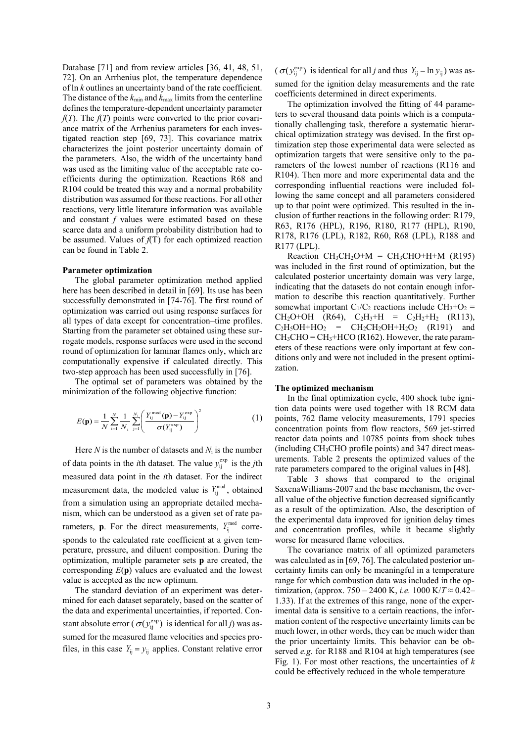Database [71] and from review articles [36, 41, 48, 51, 72]. On an Arrhenius plot, the temperature dependence of $\ln k$ outlines an uncertainty band of the rate coefficient. The distance of the $k_{min}$ and $k_{max}$ limits from the centerline defines the temperature-dependent uncertainty parameter $f(T)$. The $f(T)$ points were converted to the prior covariance matrix of the Arrhenius parameters for each investigated reaction step [69, 73]. This covariance matrix characterizes the joint posterior uncertainty domain of the parameters. Also, the width of the uncertainty band was used as the limiting value of the acceptable rate coefficients during the optimization. Reactions R68 and R104 could be treated this way and a normal probability distribution was assumed for these reactions. For all other reactions, very little literature information was available and constant $f$ values were estimated based on these scarce data and a uniform probability distribution had to be assumed. Values of $f(T)$ for each optimized reaction can be found in Table 2.

**Parameter optimization**

The global parameter optimization method applied here has been described in detail in [69]. Its use has been successfully demonstrated in [74-76]. The first round of optimization was carried out using response surfaces for all types of data except for concentration–time profiles. Starting from the parameter set obtained using these surrogate models, response surfaces were used in the second round of optimization for laminar flames only, which are computationally expensive if calculated directly. This two-step approach has been used successfully in [76].

The optimal set of parameters was obtained by the minimization of the following objective function:

$$E(\mathbf{p}) = \frac{1}{N}\sum_{i=1}^{N}\frac{1}{N_i}\sum_{j=1}^{N_i}\left(\frac{Y_{ij}^{\mathrm{mod}}(\mathbf{p}) - Y_{ij}^{\mathrm{exp}}}{\sigma(Y_{ij}^{\mathrm{exp}})}\right)^2 \qquad (1)$$

Here $N$ is the number of datasets and $N_i$ is the number of data points in the $i$th dataset. The value $y_{ij}^{\mathrm{exp}}$ is the $j$th measured data point in the $i$th dataset. For the indirect measurement data, the modeled value is $Y_{ij}^{\mathrm{mod}}$, obtained from a simulation using an appropriate detailed mechanism, which can be understood as a given set of rate parameters, $\mathbf{p}$. For the direct measurements, $Y_{ij}^{\mathrm{mod}}$ corresponds to the calculated rate coefficient at a given temperature, pressure, and diluent composition. During the optimization, multiple parameter sets $\mathbf{p}$ are created, the corresponding $E(\mathbf{p})$ values are evaluated and the lowest value is accepted as the new optimum.

The standard deviation of an experiment was determined for each dataset separately, based on the scatter of the data and experimental uncertainties, if reported. Constant absolute error ($\sigma(y_{ij}^{\mathrm{exp}})$ is identical for all $j$) was assumed for the measured flame velocities and species profiles, in this case $Y_{ij} = y_{ij}$ applies. Constant relative error ($\sigma(y_{ij}^{\mathrm{exp}})$ is identical for all $j$ and thus $Y_{ij} = \ln y_{ij}$) was assumed for the ignition delay measurements and the rate coefficients determined in direct experiments.

The optimization involved the fitting of 44 parameters to several thousand data points which is a computationally challenging task, therefore a systematic hierarchical optimization strategy was devised. In the first optimization step those experimental data were selected as optimization targets that were sensitive only to the parameters of the lowest number of reactions (R116 and R104). Then more and more experimental data and the corresponding influential reactions were included following the same concept and all parameters considered up to that point were optimized. This resulted in the inclusion of further reactions in the following order: R179, R63, R176 (HPL), R196, R180, R177 (HPL), R190, R178, R176 (LPL), R182, R60, R68 (LPL), R188 and R177 (LPL).

Reaction $CH_3CH_2O$+M = $CH_3CHO$+H+M (R195) was included in the first round of optimization, but the calculated posterior uncertainty domain was very large, indicating that the datasets do not contain enough information to describe this reaction quantitatively. Further somewhat important $C_1$/$C_2$ reactions include $CH_3$+$O_2$ = $CH_2O$+OH (R64), $C_2H_3$+H = $C_2H_2$+$H_2$ (R113), $C_2H_5OH$+$HO_2$ = $CH_2CH_2OH$+$H_2O_2$ (R191) and $CH_3CHO$ = $CH_3$+HCO (R162). However, the rate parameters of these reactions were only important at few conditions only and were not included in the present optimization.

**The optimized mechanism**

In the final optimization cycle, 400 shock tube ignition data points were used together with 18 RCM data points, 762 flame velocity measurements, 1791 species concentration points from flow reactors, 569 jet-stirred reactor data points and 10785 points from shock tubes (including $CH_3CHO$ profile points) and 347 direct measurements. Table 2 presents the optimized values of the rate parameters compared to the original values in [48].

Table 3 shows that compared to the original SaxenaWilliams-2007 and the base mechanism, the overall value of the objective function decreased significantly as a result of the optimization. Also, the description of the experimental data improved for ignition delay times and concentration profiles, while it became slightly worse for measured flame velocities.

The covariance matrix of all optimized parameters was calculated as in [69, 76]. The calculated posterior uncertainty limits can only be meaningful in a temperature range for which combustion data was included in the optimization, (approx. 750 – 2400 K, *i.e.* 1000 K/$T$ ≈ 0.42–1.33). If at the extremes of this range, none of the experimental data is sensitive to a certain reactions, the information content of the respective uncertainty limits can be much lower, in other words, they can be much wider than the prior uncertainty limits. This behavior can be observed *e.g.* for R188 and R104 at high temperatures (see Fig. 1). For most other reactions, the uncertainties of $k$ could be effectively reduced in the whole temperature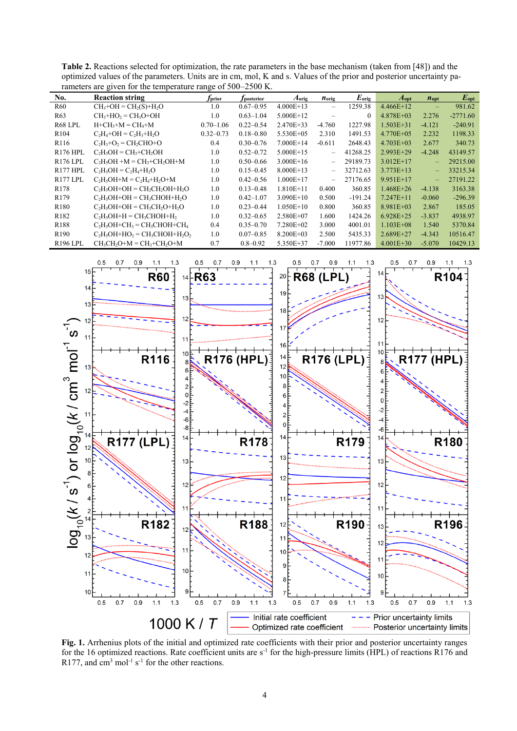**Table 2.** Reactions selected for optimization, the rate parameters in the base mechanism (taken from [48]) and the optimized values of the parameters. Units are in cm, mol, K and s. Values of the prior and posterior uncertainty parameters are given for the temperature range of 500–2500 K.

| No. | Reaction string | $f_{prior}$ | $f_{posterior}$ | $A_{orig}$ | $n_{orig}$ | $E_{orig}$ | $A_{opt}$ | $n_{opt}$ | $E_{opt}$ |
|---|---|---|---|---|---|---|---|---|---|
| R60 | $CH_3$+OH = $CH_2$(S)+$H_2O$ | 1.0 | 0.67–0.95 | 4.000E+13 | – | 1259.38 | 4.466E+12 | – | 981.62 |
| R63 | $CH_3$+$HO_2$ = $CH_3O$+OH | 1.0 | 0.63–1.04 | 5.000E+12 | – | 0 | 4.878E+03 | 2.276 | -2771.60 |
| R68 LPL | H+$CH_3$+M = $CH_4$+M | 0.70–1.06 | 0.22–0.54 | 2.470E+33 | -4.760 | 1227.98 | 1.503E+31 | -4.121 | -240.91 |
| R104 | $C_2H_4$+OH = $C_2H_3$+$H_2O$ | 0.32–0.73 | 0.18–0.80 | 5.530E+05 | 2.310 | 1491.53 | 4.770E+05 | 2.232 | 1198.33 |
| R116 | $C_2H_3$+$O_2$ = $CH_2CHO$+O | 0.4 | 0.30–0.76 | 7.000E+14 | -0.611 | 2648.43 | 4.703E+03 | 2.677 | 340.73 |
| R176 HPL | $C_2H_5OH$ = $CH_3$+$CH_2OH$ | 1.0 | 0.52–0.72 | 5.000E+15 | – | 41268.25 | 2.993E+29 | -4.248 | 43149.57 |
| R176 LPL | $C_2H_5OH$ +M = $CH_3$+$CH_2OH$+M | 1.0 | 0.50–0.66 | 3.000E+16 | – | 29189.73 | 3.012E+17 | – | 29215.00 |
| R177 HPL | $C_2H_5OH$ = $C_2H_4$+$H_2O$ | 1.0 | 0.15–0.45 | 8.000E+13 | – | 32712.63 | 3.773E+13 | – | 33215.34 |
| R177 LPL | $C_2H_5OH$+M = $C_2H_4$+$H_2O$+M | 1.0 | 0.42–0.56 | 1.000E+17 | – | 27176.65 | 9.951E+17 | – | 27191.22 |
| R178 | $C_2H_5OH$+OH = $CH_2CH_2OH$+$H_2O$ | 1.0 | 0.13–0.48 | 1.810E+11 | 0.400 | 360.85 | 1.468E+26 | -4.138 | 3163.38 |
| R179 | $C_2H_5OH$+OH = $CH_3CHOH$+$H_2O$ | 1.0 | 0.42–1.07 | 3.090E+10 | 0.500 | -191.24 | 7.247E+11 | -0.060 | -296.39 |
| R180 | $C_2H_5OH$+OH = $CH_3CH_2O$+$H_2O$ | 1.0 | 0.23–0.44 | 1.050E+10 | 0.800 | 360.85 | 8.981E+03 | 2.867 | 185.05 |
| R182 | $C_2H_5OH$+H = $CH_3CHOH$+$H_2$ | 1.0 | 0.32–0.65 | 2.580E+07 | 1.600 | 1424.26 | 6.928E+25 | -3.837 | 4938.97 |
| R188 | $C_2H_5OH$+$CH_3$ = $CH_3CHOH$+$CH_4$ | 0.4 | 0.35–0.70 | 7.280E+02 | 3.000 | 4001.01 | 1.103E+08 | 1.540 | 5370.84 |
| R190 | $C_2H_5OH$+$HO_2$ = $CH_3CHOH$+$H_2O_2$ | 1.0 | 0.07–0.85 | 8.200E+03 | 2.500 | 5435.33 | 2.689E+27 | -4.343 | 10516.47 |
| R196 LPL | $CH_3CH_2O$+M = $CH_3$+$CH_2O$+M | 0.7 | 0.8–0.92 | 5.350E+37 | -7.000 | 11977.86 | 4.001E+30 | -5.070 | 10429.13 |

**Fig. 1.** Arrhenius plots of the initial and optimized rate coefficients with their prior and posterior uncertainty ranges for the 16 optimized reactions. Rate coefficient units are $s^{-1}$ for the high-pressure limits (HPL) of reactions R176 and R177, and $cm^3\ mol^{-1}\ s^{-1}$ for the other reactions.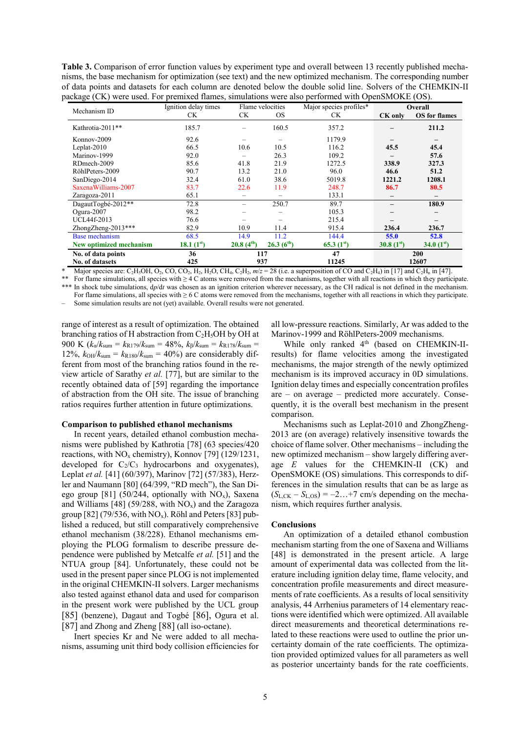**Table 3.** Comparison of error function values by experiment type and overall between 13 recently published mechanisms, the base mechanism for optimization (see text) and the new optimized mechanism. The corresponding number of data points and datasets for each column are denoted below the double solid line. Solvers of the CHEMKIN-II package (CK) were used. For premixed flames, simulations were also performed with OpenSMOKE (OS).

| Mechanism ID | Ignition delay times | Flame velocities | | Major species profiles* | Overall | |
|---|---|---|---|---|---|---|
| | CK | CK | OS | CK | **CK only** | **OS for flames** |
| Kathrotia-2011** | 185.7 | – | 160.5 | 357.2 | – | **211.2** |
| Konnov-2009 | 92.6 | – | – | 1179.9 | – | – |
| Leplat-2010 | 66.5 | 10.6 | 10.5 | 116.2 | **45.5** | **45.4** |
| Marinov-1999 | 92.0 | – | 26.3 | 109.2 | – | **57.6** |
| RDmech-2009 | 85.6 | 41.8 | 21.9 | 1272.5 | **338.9** | **327.3** |
| RöhlPeters-2009 | 90.7 | 13.2 | 21.0 | 96.0 | **46.6** | **51.2** |
| SanDiego-2014 | 32.4 | 61.0 | 38.6 | 5019.8 | **1221.2** | **1208.1** |
| SaxenaWilliams-2007 | 83.7 | 22.6 | 11.9 | 248.7 | **86.7** | **80.5** |
| Zaragoza-2011 | 65.1 | – | – | 133.1 | – | – |
| DagautTogbé-2012** | 72.8 | – | 250.7 | 89.7 | – | **180.9** |
| Ogura-2007 | 98.2 | – | – | 105.3 | – | – |
| UCL44f-2013 | 76.6 | – | – | 215.4 | – | – |
| ZhongZheng-2013*** | 82.9 | 10.9 | 11.4 | 915.4 | **236.4** | **236.7** |
| Base mechanism | 68.5 | 14.9 | 11.2 | 144.4 | **55.0** | **52.8** |
| **New optimized mechanism** | **18.1 (1st)** | **20.8 (4th)** | **26.3 (6th)** | **65.3 (1st)** | **30.8 (1st)** | **34.0 (1st)** |
| **No. of data points** | **36** | **117** | | **47** | **200** | |
| **No. of datasets** | **425** | **937** | | **11245** | **12607** | |

\* Major species are: $C_2H_5OH$, $O_2$, CO, $CO_2$, $H_2$, $H_2O$, $CH_4$, $C_2H_2$, $m/z = 28$ (i.e. a superposition of CO and $C_2H_4$) in [17] and $C_2H_n$ in [47].
** For flame velocities, all species with ≥ 4 C atoms were removed from the mechanisms, together with all reactions in which they participate.
*** In shock tube simulations, d$p$/d$t$ was chosen as an ignition criterion wherever necessary, as the CH radical is not defined in the mechanism. For flame simulations, all species with ≥ 6 C atoms were removed from the mechanisms, together with all reactions in which they participate.
– Some simulation results are not (yet) available. Overall results were not generated.

range of interest as a result of optimization. The obtained branching ratios of H abstraction from $C_2H_5OH$ by OH at 900 K ($k_\alpha/k_{sum} = k_{R179}/k_{sum} = 48\%$, $k_\beta/k_{sum} = k_{R178}/k_{sum} = 12\%$, $k_{OH}/k_{sum} = k_{R180}/k_{sum} = 40\%$) are considerably different from most of the branching ratios found in the review article of Sarathy *et al.* [77], but are similar to the recently obtained data of [59] regarding the importance of abstraction from the OH site. The issue of branching ratios requires further attention in future optimizations.

### Comparison to published ethanol mechanisms

In recent years, detailed ethanol combustion mechanisms were published by Kathrotia [78] (63 species/420 reactions, with $NO_x$ chemistry), Konnov [79] (129/1231, developed for $C_2/C_3$ hydrocarbons and oxygenates), Leplat *et al.* [41] (60/397), Marinov [72] (57/383), Herzler and Naumann [80] (64/399, "RD mech"), the San Diego group [81] (50/244, optionally with $NO_x$), Saxena and Williams [48] (59/288, with $NO_x$) and the Zaragoza group [82] (79/536, with $NO_x$). Röhl and Peters [83] published a reduced, but still comparatively comprehensive ethanol mechanism (38/228). Ethanol mechanisms employing the PLOG formalism to describe pressure dependence were published by Metcalfe *et al.* [51] and the NTUA group [84]. Unfortunately, these could not be used in the present paper since PLOG is not implemented in the original CHEMKIN-II solvers. Larger mechanisms also tested against ethanol data and used for comparison in the present work were published by the UCL group [85] (benzene), Dagaut and Togbé [86], Ogura et al. [87] and Zhong and Zheng [88] (all iso-octane).

Inert species Kr and Ne were added to all mechanisms, assuming unit third body collision efficiencies for all low-pressure reactions. Similarly, Ar was added to the Marinov-1999 and RöhlPeters-2009 mechanisms.

While only ranked 4th (based on CHEMKIN-II-results) for flame velocities among the investigated mechanisms, the major strength of the newly optimized mechanism is its improved accuracy in 0D simulations. Ignition delay times and especially concentration profiles are – on average – predicted more accurately. Consequently, it is the overall best mechanism in the present comparison.

Mechanisms such as Leplat-2010 and ZhongZheng-2013 are (on average) relatively insensitive towards the choice of flame solver. Other mechanisms – including the new optimized mechanism – show largely differing average $E$ values for the CHEMKIN-II (CK) and OpenSMOKE (OS) simulations. This corresponds to differences in the simulation results that can be as large as $(S_{L,CK} - S_{L,OS}) = -2\ldots+7$ cm/s depending on the mechanism, which requires further analysis.

### Conclusions

An optimization of a detailed ethanol combustion mechanism starting from the one of Saxena and Williams [48] is demonstrated in the present article. A large amount of experimental data was collected from the literature including ignition delay time, flame velocity, and concentration profile measurements and direct measurements of rate coefficients. As a results of local sensitivity analysis, 44 Arrhenius parameters of 14 elementary reactions were identified which were optimized. All available direct measurements and theoretical determinations related to these reactions were used to outline the prior uncertainty domain of the rate coefficients. The optimization provided optimized values for all parameters as well as posterior uncertainty bands for the rate coefficients.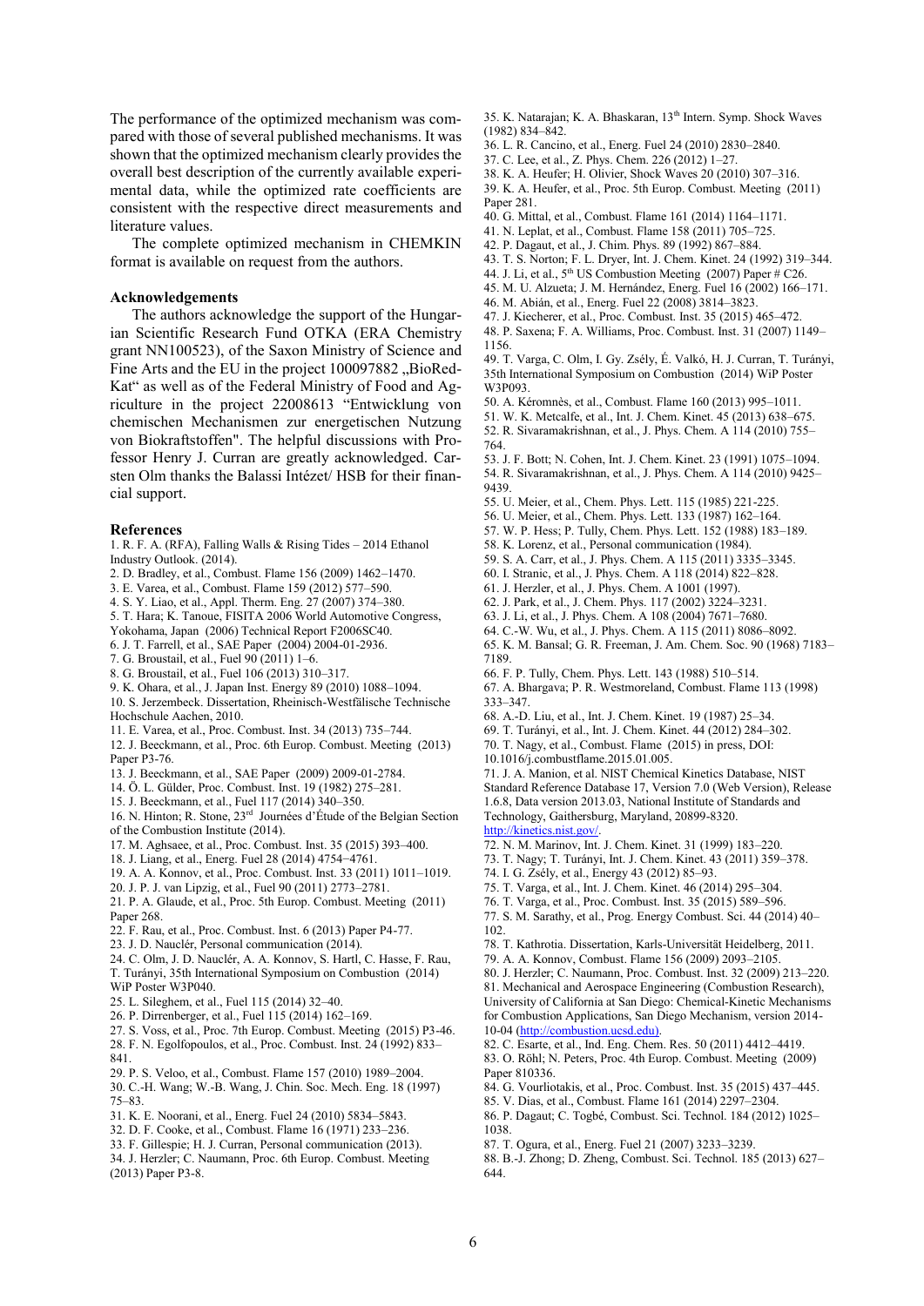The performance of the optimized mechanism was compared with those of several published mechanisms. It was shown that the optimized mechanism clearly provides the overall best description of the currently available experimental data, while the optimized rate coefficients are consistent with the respective direct measurements and literature values.

The complete optimized mechanism in CHEMKIN format is available on request from the authors.

### Acknowledgements

The authors acknowledge the support of the Hungarian Scientific Research Fund OTKA (ERA Chemistry grant NN100523), of the Saxon Ministry of Science and Fine Arts and the EU in the project 100097882 „BioRedKat“ as well as of the Federal Ministry of Food and Agriculture in the project 22008613 "Entwicklung von chemischen Mechanismen zur energetischen Nutzung von Biokraftstoffen". The helpful discussions with Professor Henry J. Curran are greatly acknowledged. Carsten Olm thanks the Balassi Intézet/ HSB for their financial support.

### References

1. R. F. A. (RFA), Falling Walls & Rising Tides – 2014 Ethanol Industry Outlook. (2014).
2. D. Bradley, et al., Combust. Flame 156 (2009) 1462–1470.
3. E. Varea, et al., Combust. Flame 159 (2012) 577–590.
4. S. Y. Liao, et al., Appl. Therm. Eng. 27 (2007) 374–380.
5. T. Hara; K. Tanoue, FISITA 2006 World Automotive Congress, Yokohama, Japan (2006) Technical Report F2006SC40.
6. J. T. Farrell, et al., SAE Paper (2004) 2004-01-2936.
7. G. Broustail, et al., Fuel 90 (2011) 1–6.
8. G. Broustail, et al., Fuel 106 (2013) 310–317.
9. K. Ohara, et al., J. Japan Inst. Energy 89 (2010) 1088–1094.
10. S. Jerzembeck. Dissertation, Rheinisch-Westfälische Technische Hochschule Aachen, 2010.
11. E. Varea, et al., Proc. Combust. Inst. 34 (2013) 735–744.
12. J. Beeckmann, et al., Proc. 6th Europ. Combust. Meeting (2013) Paper P3-76.
13. J. Beeckmann, et al., SAE Paper (2009) 2009-01-2784.
14. Ö. L. Gülder, Proc. Combust. Inst. 19 (1982) 275–281.
15. J. Beeckmann, et al., Fuel 117 (2014) 340–350.
16. N. Hinton; R. Stone, 23rd Journées d'Étude of the Belgian Section of the Combustion Institute (2014).
17. M. Aghsaee, et al., Proc. Combust. Inst. 35 (2015) 393–400.
18. J. Liang, et al., Energ. Fuel 28 (2014) 4754–4761.
19. A. A. Konnov, et al., Proc. Combust. Inst. 33 (2011) 1011–1019.
20. J. P. J. van Lipzig, et al., Fuel 90 (2011) 2773–2781.
21. P. A. Glaude, et al., Proc. 5th Europ. Combust. Meeting (2011) Paper 268.
22. F. Rau, et al., Proc. Combust. Inst. 6 (2013) Paper P4-77.
23. J. D. Nauclér, Personal communication (2014).
24. C. Olm, J. D. Nauclér, A. A. Konnov, S. Hartl, C. Hasse, F. Rau, T. Turányi, 35th International Symposium on Combustion (2014) WiP Poster W3P040.
25. L. Sileghem, et al., Fuel 115 (2014) 32–40.
26. P. Dirrenberger, et al., Fuel 115 (2014) 162–169.
27. S. Voss, et al., Proc. 7th Europ. Combust. Meeting (2015) P3-46.
28. F. N. Egolfopoulos, et al., Proc. Combust. Inst. 24 (1992) 833–841.
29. P. S. Veloo, et al., Combust. Flame 157 (2010) 1989–2004.
30. C.-H. Wang; W.-B. Wang, J. Chin. Soc. Mech. Eng. 18 (1997) 75–83.
31. K. E. Noorani, et al., Energ. Fuel 24 (2010) 5834–5843.
32. D. F. Cooke, et al., Combust. Flame 16 (1971) 233–236.
33. F. Gillespie; H. J. Curran, Personal communication (2013).
34. J. Herzler; C. Naumann, Proc. 6th Europ. Combust. Meeting (2013) Paper P3-8.
35. K. Natarajan; K. A. Bhaskaran, 13th Intern. Symp. Shock Waves (1982) 834–842.
36. L. R. Cancino, et al., Energ. Fuel 24 (2010) 2830–2840.
37. C. Lee, et al., Z. Phys. Chem. 226 (2012) 1–27.
38. K. A. Heufer; H. Olivier, Shock Waves 20 (2010) 307–316.
39. K. A. Heufer, et al., Proc. 5th Europ. Combust. Meeting (2011) Paper 281.
40. G. Mittal, et al., Combust. Flame 161 (2014) 1164–1171.
41. N. Leplat, et al., Combust. Flame 158 (2011) 705–725.
42. P. Dagaut, et al., J. Chim. Phys. 89 (1992) 867–884.
43. T. S. Norton; F. L. Dryer, Int. J. Chem. Kinet. 24 (1992) 319–344.
44. J. Li, et al., 5th US Combustion Meeting (2007) Paper # C26.
45. M. U. Alzueta; J. M. Hernández, Energ. Fuel 16 (2002) 166–171.
46. M. Abián, et al., Energ. Fuel 22 (2008) 3814–3823.
47. J. Kiecherer, et al., Proc. Combust. Inst. 35 (2015) 465–472.
48. P. Saxena; F. A. Williams, Proc. Combust. Inst. 31 (2007) 1149–1156.
49. T. Varga, C. Olm, I. Gy. Zsély, É. Valkó, H. J. Curran, T. Turányi, 35th International Symposium on Combustion (2014) WiP Poster W3P093.
50. A. Kéromnès, et al., Combust. Flame 160 (2013) 995–1011.
51. W. K. Metcalfe, et al., Int. J. Chem. Kinet. 45 (2013) 638–675.
52. R. Sivaramakrishnan, et al., J. Phys. Chem. A 114 (2010) 755–764.
53. J. F. Bott; N. Cohen, Int. J. Chem. Kinet. 23 (1991) 1075–1094.
54. R. Sivaramakrishnan, et al., J. Phys. Chem. A 114 (2010) 9425–9439.
55. U. Meier, et al., Chem. Phys. Lett. 115 (1985) 221-225.
56. U. Meier, et al., Chem. Phys. Lett. 133 (1987) 162–164.
57. W. P. Hess; P. Tully, Chem. Phys. Lett. 152 (1988) 183–189.
58. K. Lorenz, et al., Personal communication (1984).
59. S. A. Carr, et al., J. Phys. Chem. A 115 (2011) 3335–3345.
60. I. Stranic, et al., J. Phys. Chem. A 118 (2014) 822–828.
61. J. Herzler, et al., J. Phys. Chem. A 1001 (1997).
62. J. Park, et al., J. Chem. Phys. 117 (2002) 3224–3231.
63. J. Li, et al., J. Phys. Chem. A 108 (2004) 7671–7680.
64. C.-W. Wu, et al., J. Phys. Chem. A 115 (2011) 8086–8092.
65. K. M. Bansal; G. R. Freeman, J. Am. Chem. Soc. 90 (1968) 7183–7189.
66. F. P. Tully, Chem. Phys. Lett. 143 (1988) 510–514.
67. A. Bhargava; P. R. Westmoreland, Combust. Flame 113 (1998) 333–347.
68. A.-D. Liu, et al., Int. J. Chem. Kinet. 19 (1987) 25–34.
69. T. Turányi, et al., Int. J. Chem. Kinet. 44 (2012) 284–302.
70. T. Nagy, et al., Combust. Flame (2015) in press, DOI: 10.1016/j.combustflame.2015.01.005.
71. J. A. Manion, et al. NIST Chemical Kinetics Database, NIST Standard Reference Database 17, Version 7.0 (Web Version), Release 1.6.8, Data version 2013.03, National Institute of Standards and Technology, Gaithersburg, Maryland, 20899-8320. http://kinetics.nist.gov/.
72. N. M. Marinov, Int. J. Chem. Kinet. 31 (1999) 183–220.
73. T. Nagy; T. Turányi, Int. J. Chem. Kinet. 43 (2011) 359–378.
74. I. G. Zsély, et al., Energy 43 (2012) 85–93.
75. T. Varga, et al., Int. J. Chem. Kinet. 46 (2014) 295–304.
76. T. Varga, et al., Proc. Combust. Inst. 35 (2015) 589–596.
77. S. M. Sarathy, et al., Prog. Energy Combust. Sci. 44 (2014) 40–102.
78. T. Kathrotia. Dissertation, Karls-Universität Heidelberg, 2011.
79. A. A. Konnov, Combust. Flame 156 (2009) 2093–2105.
80. J. Herzler; C. Naumann, Proc. Combust. Inst. 32 (2009) 213–220.
81. Mechanical and Aerospace Engineering (Combustion Research), University of California at San Diego: Chemical-Kinetic Mechanisms for Combustion Applications, San Diego Mechanism, version 2014-10-04 (http://combustion.ucsd.edu).
82. C. Esarte, et al., Ind. Eng. Chem. Res. 50 (2011) 4412–4419.
83. O. Röhl; N. Peters, Proc. 4th Europ. Combust. Meeting (2009) Paper 810336.
84. G. Vourliotakis, et al., Proc. Combust. Inst. 35 (2015) 437–445.
85. V. Dias, et al., Combust. Flame 161 (2014) 2297–2304.
86. P. Dagaut; C. Togbé, Combust. Sci. Technol. 184 (2012) 1025–1038.
87. T. Ogura, et al., Energ. Fuel 21 (2007) 3233–3239.
88. B.-J. Zhong; D. Zheng, Combust. Sci. Technol. 185 (2013) 627–644.